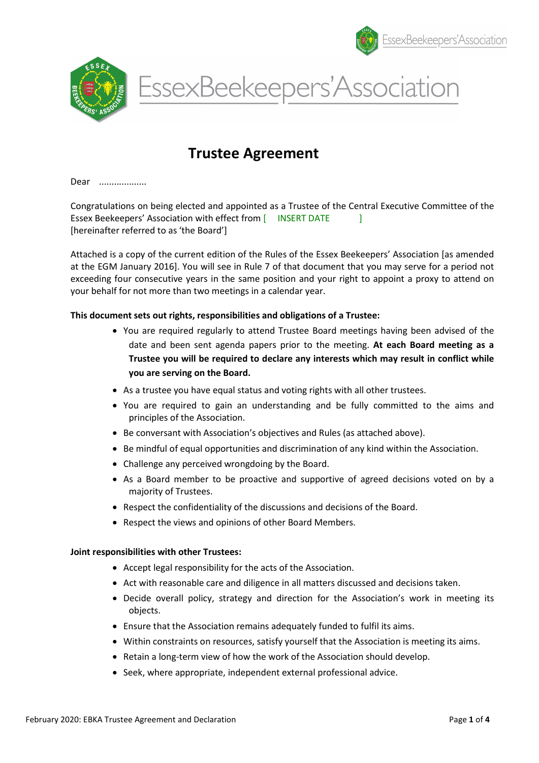# Trustee Agreement

Dear ...................

Congratulations on being elected and appointed as a Trustee of the Central Executive Committee of the Essex Beekeepers' Association with effect from [ INSERT DATE ]
[hereinafter referred to as 'the Board']

Attached is a copy of the current edition of the Rules of the Essex Beekeepers' Association [as amended at the EGM January 2016]. You will see in Rule 7 of that document that you may serve for a period not exceeding four consecutive years in the same position and your right to appoint a proxy to attend on your behalf for not more than two meetings in a calendar year.

**This document sets out rights, responsibilities and obligations of a Trustee:**

- You are required regularly to attend Trustee Board meetings having been advised of the date and been sent agenda papers prior to the meeting. **At each Board meeting as a Trustee you will be required to declare any interests which may result in conflict while you are serving on the Board.**
- As a trustee you have equal status and voting rights with all other trustees.
- You are required to gain an understanding and be fully committed to the aims and principles of the Association.
- Be conversant with Association's objectives and Rules (as attached above).
- Be mindful of equal opportunities and discrimination of any kind within the Association.
- Challenge any perceived wrongdoing by the Board.
- As a Board member to be proactive and supportive of agreed decisions voted on by a majority of Trustees.
- Respect the confidentiality of the discussions and decisions of the Board.
- Respect the views and opinions of other Board Members.

**Joint responsibilities with other Trustees:**

- Accept legal responsibility for the acts of the Association.
- Act with reasonable care and diligence in all matters discussed and decisions taken.
- Decide overall policy, strategy and direction for the Association's work in meeting its objects.
- Ensure that the Association remains adequately funded to fulfil its aims.
- Within constraints on resources, satisfy yourself that the Association is meeting its aims.
- Retain a long-term view of how the work of the Association should develop.
- Seek, where appropriate, independent external professional advice.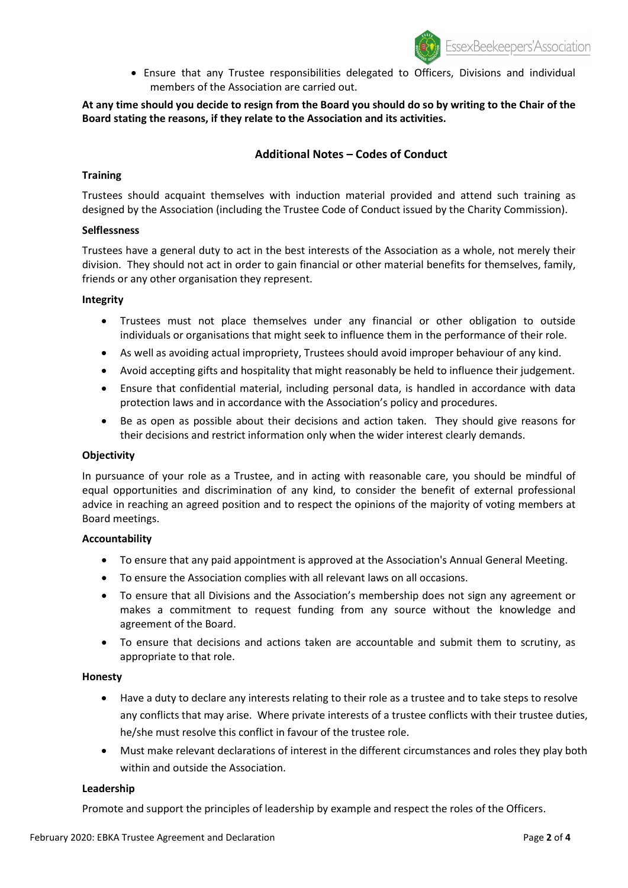- Ensure that any Trustee responsibilities delegated to Officers, Divisions and individual members of the Association are carried out.

**At any time should you decide to resign from the Board you should do so by writing to the Chair of the Board stating the reasons, if they relate to the Association and its activities.**

## Additional Notes – Codes of Conduct

**Training**

Trustees should acquaint themselves with induction material provided and attend such training as designed by the Association (including the Trustee Code of Conduct issued by the Charity Commission).

**Selflessness**

Trustees have a general duty to act in the best interests of the Association as a whole, not merely their division. They should not act in order to gain financial or other material benefits for themselves, family, friends or any other organisation they represent.

**Integrity**

- Trustees must not place themselves under any financial or other obligation to outside individuals or organisations that might seek to influence them in the performance of their role.
- As well as avoiding actual impropriety, Trustees should avoid improper behaviour of any kind.
- Avoid accepting gifts and hospitality that might reasonably be held to influence their judgement.
- Ensure that confidential material, including personal data, is handled in accordance with data protection laws and in accordance with the Association's policy and procedures.
- Be as open as possible about their decisions and action taken. They should give reasons for their decisions and restrict information only when the wider interest clearly demands.

**Objectivity**

In pursuance of your role as a Trustee, and in acting with reasonable care, you should be mindful of equal opportunities and discrimination of any kind, to consider the benefit of external professional advice in reaching an agreed position and to respect the opinions of the majority of voting members at Board meetings.

**Accountability**

- To ensure that any paid appointment is approved at the Association's Annual General Meeting.
- To ensure the Association complies with all relevant laws on all occasions.
- To ensure that all Divisions and the Association's membership does not sign any agreement or makes a commitment to request funding from any source without the knowledge and agreement of the Board.
- To ensure that decisions and actions taken are accountable and submit them to scrutiny, as appropriate to that role.

**Honesty**

- Have a duty to declare any interests relating to their role as a trustee and to take steps to resolve any conflicts that may arise. Where private interests of a trustee conflicts with their trustee duties, he/she must resolve this conflict in favour of the trustee role.
- Must make relevant declarations of interest in the different circumstances and roles they play both within and outside the Association.

**Leadership**

Promote and support the principles of leadership by example and respect the roles of the Officers.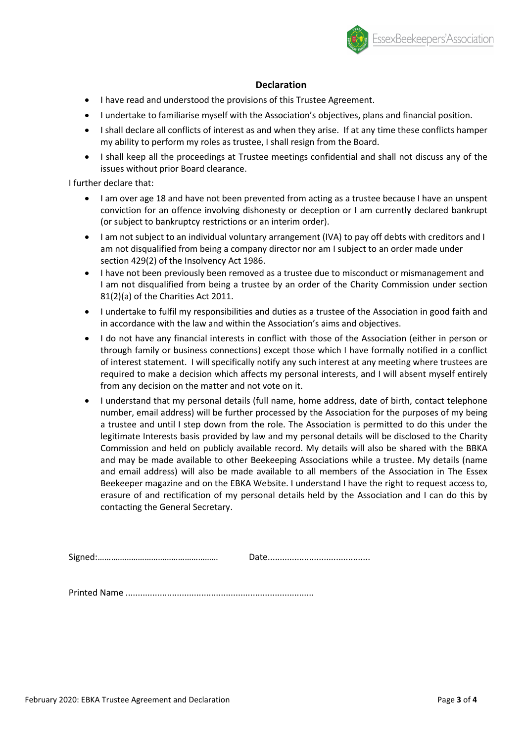## Declaration

- I have read and understood the provisions of this Trustee Agreement.
- I undertake to familiarise myself with the Association's objectives, plans and financial position.
- I shall declare all conflicts of interest as and when they arise. If at any time these conflicts hamper my ability to perform my roles as trustee, I shall resign from the Board.
- I shall keep all the proceedings at Trustee meetings confidential and shall not discuss any of the issues without prior Board clearance.

I further declare that:

- I am over age 18 and have not been prevented from acting as a trustee because I have an unspent conviction for an offence involving dishonesty or deception or I am currently declared bankrupt (or subject to bankruptcy restrictions or an interim order).
- I am not subject to an individual voluntary arrangement (IVA) to pay off debts with creditors and I am not disqualified from being a company director nor am I subject to an order made under section 429(2) of the Insolvency Act 1986.
- I have not been previously been removed as a trustee due to misconduct or mismanagement and I am not disqualified from being a trustee by an order of the Charity Commission under section 81(2)(a) of the Charities Act 2011.
- I undertake to fulfil my responsibilities and duties as a trustee of the Association in good faith and in accordance with the law and within the Association's aims and objectives.
- I do not have any financial interests in conflict with those of the Association (either in person or through family or business connections) except those which I have formally notified in a conflict of interest statement. I will specifically notify any such interest at any meeting where trustees are required to make a decision which affects my personal interests, and I will absent myself entirely from any decision on the matter and not vote on it.
- I understand that my personal details (full name, home address, date of birth, contact telephone number, email address) will be further processed by the Association for the purposes of my being a trustee and until I step down from the role. The Association is permitted to do this under the legitimate Interests basis provided by law and my personal details will be disclosed to the Charity Commission and held on publicly available record. My details will also be shared with the BBKA and may be made available to other Beekeeping Associations while a trustee. My details (name and email address) will also be made available to all members of the Association in The Essex Beekeeper magazine and on the EBKA Website. I understand I have the right to request access to, erasure of and rectification of my personal details held by the Association and I can do this by contacting the General Secretary.

Signed:……………………………………………… Date.........................................

Printed Name ............................................................................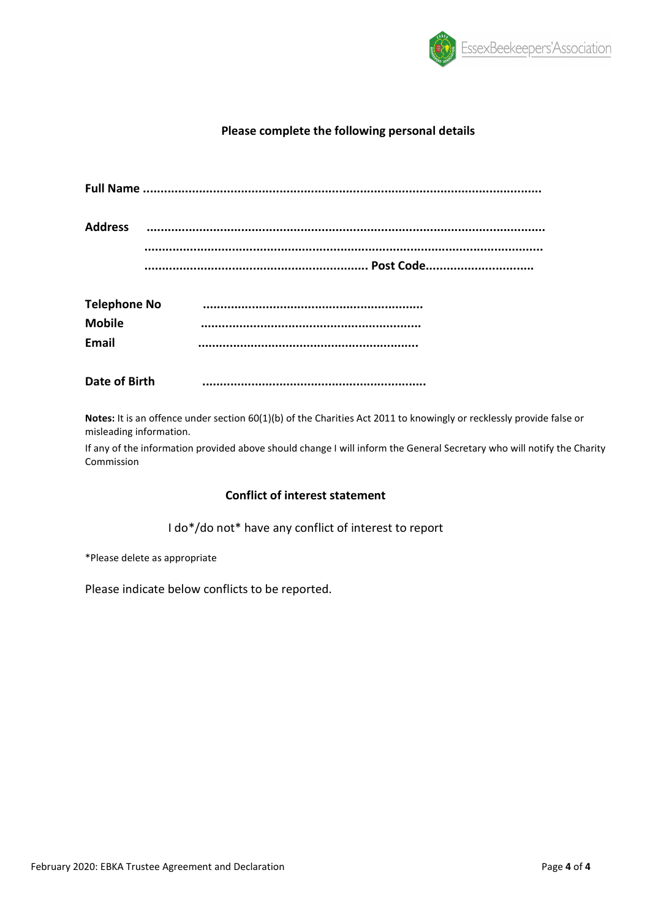## Please complete the following personal details

**Full Name** ..................................................................................................................

**Address** ..................................................................................................................

..................................................................................................................

............................................................... **Post Code**..............................

**Telephone No** ...............................................................

**Mobile** ...............................................................

**Email** ...............................................................

**Date of Birth** ...............................................................

**Notes:** It is an offence under section 60(1)(b) of the Charities Act 2011 to knowingly or recklessly provide false or misleading information.

If any of the information provided above should change I will inform the General Secretary who will notify the Charity Commission

## Conflict of interest statement

I do*/do not* have any conflict of interest to report

*Please delete as appropriate

Please indicate below conflicts to be reported.